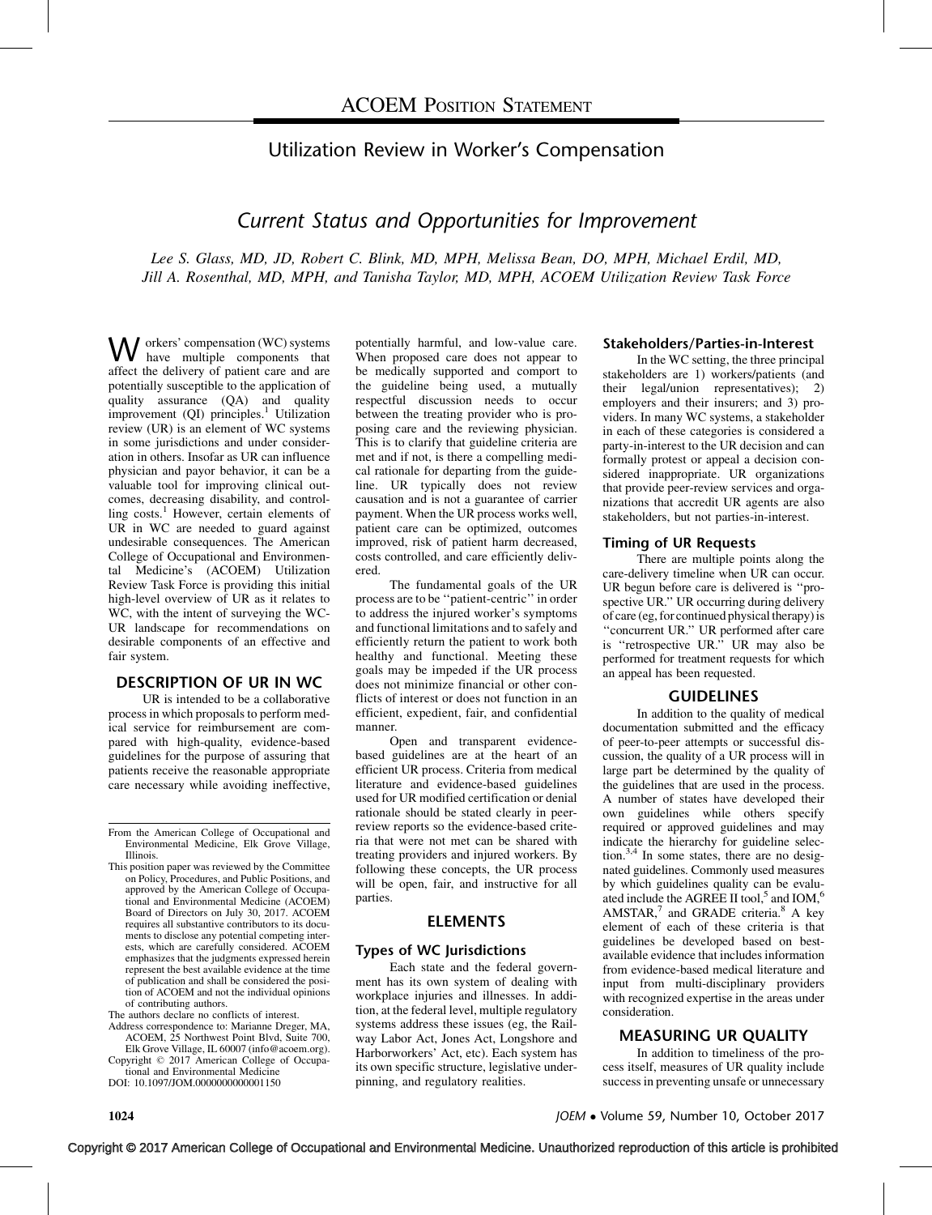# ACOEM Position Statement

## Utilization Review in Worker's Compensation

### Current Status and Opportunities for Improvement

*Lee S. Glass, MD, JD, Robert C. Blink, MD, MPH, Melissa Bean, DO, MPH, Michael Erdil, MD, Jill A. Rosenthal, MD, MPH, and Tanisha Taylor, MD, MPH, ACOEM Utilization Review Task Force*

Workers' compensation (WC) systems have multiple components that affect the delivery of patient care and are potentially susceptible to the application of quality assurance (QA) and quality improvement (QI) principles.[1] Utilization review (UR) is an element of WC systems in some jurisdictions and under consideration in others. Insofar as UR can influence physician and payor behavior, it can be a valuable tool for improving clinical outcomes, decreasing disability, and controlling costs.[1] However, certain elements of UR in WC are needed to guard against undesirable consequences. The American College of Occupational and Environmental Medicine's (ACOEM) Utilization Review Task Force is providing this initial high-level overview of UR as it relates to WC, with the intent of surveying the WC-UR landscape for recommendations on desirable components of an effective and fair system.

## DESCRIPTION OF UR IN WC

UR is intended to be a collaborative process in which proposals to perform medical service for reimbursement are compared with high-quality, evidence-based guidelines for the purpose of assuring that patients receive the reasonable appropriate care necessary while avoiding ineffective, potentially harmful, and low-value care. When proposed care does not appear to be medically supported and comport to the guideline being used, a mutually respectful discussion needs to occur between the treating provider who is proposing care and the reviewing physician. This is to clarify that guideline criteria are met and if not, is there a compelling medical rationale for departing from the guideline. UR typically does not review causation and is not a guarantee of carrier payment. When the UR process works well, patient care can be optimized, outcomes improved, risk of patient harm decreased, costs controlled, and care efficiently delivered.

The fundamental goals of the UR process are to be ''patient-centric'' in order to address the injured worker's symptoms and functional limitations and to safely and efficiently return the patient to work both healthy and functional. Meeting these goals may be impeded if the UR process does not minimize financial or other conflicts of interest or does not function in an efficient, expedient, fair, and confidential manner.

Open and transparent evidence-based guidelines are at the heart of an efficient UR process. Criteria from medical literature and evidence-based guidelines used for UR modified certification or denial rationale should be stated clearly in peer-review reports so the evidence-based criteria that were not met can be shared with treating providers and injured workers. By following these concepts, the UR process will be open, fair, and instructive for all parties.

## ELEMENTS

### Types of WC Jurisdictions

Each state and the federal government has its own system of dealing with workplace injuries and illnesses. In addition, at the federal level, multiple regulatory systems address these issues (eg, the Railway Labor Act, Jones Act, Longshore and Harborworkers' Act, etc). Each system has its own specific structure, legislative underpinning, and regulatory realities.

### Stakeholders/Parties-in-Interest

In the WC setting, the three principal stakeholders are 1) workers/patients (and their legal/union representatives); 2) employers and their insurers; and 3) providers. In many WC systems, a stakeholder in each of these categories is considered a party-in-interest to the UR decision and can formally protest or appeal a decision considered inappropriate. UR organizations that provide peer-review services and organizations that accredit UR agents are also stakeholders, but not parties-in-interest.

### Timing of UR Requests

There are multiple points along the care-delivery timeline when UR can occur. UR begun before care is delivered is ''prospective UR.'' UR occurring during delivery of care (eg, for continued physical therapy) is ''concurrent UR.'' UR performed after care is ''retrospective UR.'' UR may also be performed for treatment requests for which an appeal has been requested.

## GUIDELINES

In addition to the quality of medical documentation submitted and the efficacy of peer-to-peer attempts or successful discussion, the quality of a UR process will in large part be determined by the quality of the guidelines that are used in the process. A number of states have developed their own guidelines while others specify required or approved guidelines and may indicate the hierarchy for guideline selection.[3,4] In some states, there are no designated guidelines. Commonly used measures by which guidelines quality can be evaluated include the AGREE II tool,[5] and IOM,[6] AMSTAR,[7] and GRADE criteria.[8] A key element of each of these criteria is that guidelines be developed based on best-available evidence that includes information from evidence-based medical literature and input from multi-disciplinary providers with recognized expertise in the areas under consideration.

## MEASURING UR QUALITY

In addition to timeliness of the process itself, measures of UR quality include success in preventing unsafe or unnecessary

---

From the American College of Occupational and Environmental Medicine, Elk Grove Village, Illinois.

This position paper was reviewed by the Committee on Policy, Procedures, and Public Positions, and approved by the American College of Occupational and Environmental Medicine (ACOEM) Board of Directors on July 30, 2017. ACOEM requires all substantive contributors to its documents to disclose any potential competing interests, which are carefully considered. ACOEM emphasizes that the judgments expressed herein represent the best available evidence at the time of publication and shall be considered the position of ACOEM and not the individual opinions of contributing authors.

The authors declare no conflicts of interest.

Address correspondence to: Marianne Dreger, MA, ACOEM, 25 Northwest Point Blvd, Suite 700, Elk Grove Village, IL 60007 (info@acoem.org).

Copyright © 2017 American College of Occupational and Environmental Medicine

DOI: 10.1097/JOM.0000000000001150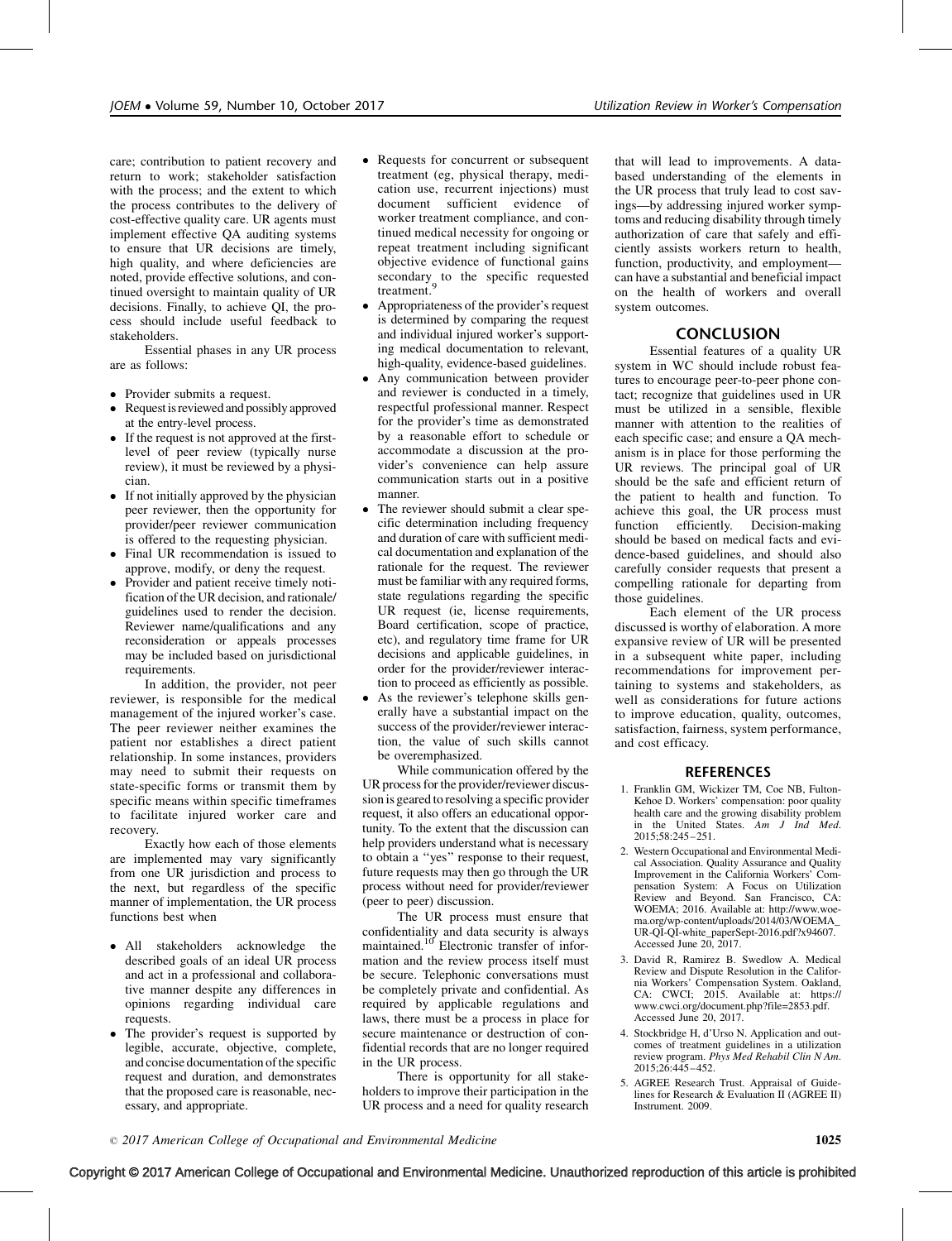care; contribution to patient recovery and return to work; stakeholder satisfaction with the process; and the extent to which the process contributes to the delivery of cost-effective quality care. UR agents must implement effective QA auditing systems to ensure that UR decisions are timely, high quality, and where deficiencies are noted, provide effective solutions, and continued oversight to maintain quality of UR decisions. Finally, to achieve QI, the process should include useful feedback to stakeholders.

Essential phases in any UR process are as follows:

- Provider submits a request.
- Request is reviewed and possibly approved at the entry-level process.
- If the request is not approved at the first-level of peer review (typically nurse review), it must be reviewed by a physician.
- If not initially approved by the physician peer reviewer, then the opportunity for provider/peer reviewer communication is offered to the requesting physician.
- Final UR recommendation is issued to approve, modify, or deny the request.
- Provider and patient receive timely notification of the UR decision, and rationale/guidelines used to render the decision. Reviewer name/qualifications and any reconsideration or appeals processes may be included based on jurisdictional requirements.

In addition, the provider, not peer reviewer, is responsible for the medical management of the injured worker's case. The peer reviewer neither examines the patient nor establishes a direct patient relationship. In some instances, providers may need to submit their requests on state-specific forms or transmit them by specific means within specific timeframes to facilitate injured worker care and recovery.

Exactly how each of those elements are implemented may vary significantly from one UR jurisdiction and process to the next, but regardless of the specific manner of implementation, the UR process functions best when

- All stakeholders acknowledge the described goals of an ideal UR process and act in a professional and collaborative manner despite any differences in opinions regarding individual care requests.
- The provider's request is supported by legible, accurate, objective, complete, and concise documentation of the specific request and duration, and demonstrates that the proposed care is reasonable, necessary, and appropriate.
- Requests for concurrent or subsequent treatment (eg, physical therapy, medication use, recurrent injections) must document sufficient evidence of worker treatment compliance, and continued medical necessity for ongoing or repeat treatment including significant objective evidence of functional gains secondary to the specific requested treatment.[9]
- Appropriateness of the provider's request is determined by comparing the request and individual injured worker's supporting medical documentation to relevant, high-quality, evidence-based guidelines.
- Any communication between provider and reviewer is conducted in a timely, respectful professional manner. Respect for the provider's time as demonstrated by a reasonable effort to schedule or accommodate a discussion at the provider's convenience can help assure communication starts out in a positive manner.
- The reviewer should submit a clear specific determination including frequency and duration of care with sufficient medical documentation and explanation of the rationale for the request. The reviewer must be familiar with any required forms, state regulations regarding the specific UR request (ie, license requirements, Board certification, scope of practice, etc), and regulatory time frame for UR decisions and applicable guidelines, in order for the provider/reviewer interaction to proceed as efficiently as possible.
- As the reviewer's telephone skills generally have a substantial impact on the success of the provider/reviewer interaction, the value of such skills cannot be overemphasized.

While communication offered by the UR process for the provider/reviewer discussion is geared to resolving a specific provider request, it also offers an educational opportunity. To the extent that the discussion can help providers understand what is necessary to obtain a "yes" response to their request, future requests may then go through the UR process without need for provider/reviewer (peer to peer) discussion.

The UR process must ensure that confidentiality and data security is always maintained.[10] Electronic transfer of information and the review process itself must be secure. Telephonic conversations must be completely private and confidential. As required by applicable regulations and laws, there must be a process in place for secure maintenance or destruction of confidential records that are no longer required in the UR process.

There is opportunity for all stakeholders to improve their participation in the UR process and a need for quality research that will lead to improvements. A data-based understanding of the elements in the UR process that truly lead to cost savings—by addressing injured worker symptoms and reducing disability through timely authorization of care that safely and efficiently assists workers return to health, function, productivity, and employment—can have a substantial and beneficial impact on the health of workers and overall system outcomes.

## CONCLUSION

Essential features of a quality UR system in WC should include robust features to encourage peer-to-peer phone contact; recognize that guidelines used in UR must be utilized in a sensible, flexible manner with attention to the realities of each specific case; and ensure a QA mechanism is in place for those performing the UR reviews. The principal goal of UR should be the safe and efficient return of the patient to health and function. To achieve this goal, the UR process must function efficiently. Decision-making should be based on medical facts and evidence-based guidelines, and should also carefully consider requests that present a compelling rationale for departing from those guidelines.

Each element of the UR process discussed is worthy of elaboration. A more expansive review of UR will be presented in a subsequent white paper, including recommendations for improvement pertaining to systems and stakeholders, as well as considerations for future actions to improve education, quality, outcomes, satisfaction, fairness, system performance, and cost efficacy.

## REFERENCES

1. Franklin GM, Wickizer TM, Coe NB, Fulton-Kehoe D. Workers' compensation: poor quality health care and the growing disability problem in the United States. *Am J Ind Med*. 2015;58:245–251.
2. Western Occupational and Environmental Medical Association. Quality Assurance and Quality Improvement in the California Workers' Compensation System: A Focus on Utilization Review and Beyond. San Francisco, CA: WOEMA; 2016. Available at: http://www.woema.org/wp-content/uploads/2014/03/WOEMA_UR-QI-QI-white_paperSept-2016.pdf?x94607. Accessed June 20, 2017.
3. David R, Ramirez B. Swedlow A. Medical Review and Dispute Resolution in the California Workers' Compensation System. Oakland, CA: CWCI; 2015. Available at: https://www.cwci.org/document.php?file=2853.pdf. Accessed June 20, 2017.
4. Stockbridge H, d'Urso N. Application and outcomes of treatment guidelines in a utilization review program. *Phys Med Rehabil Clin N Am*. 2015;26:445–452.
5. AGREE Research Trust. Appraisal of Guidelines for Research & Evaluation II (AGREE II) Instrument. 2009.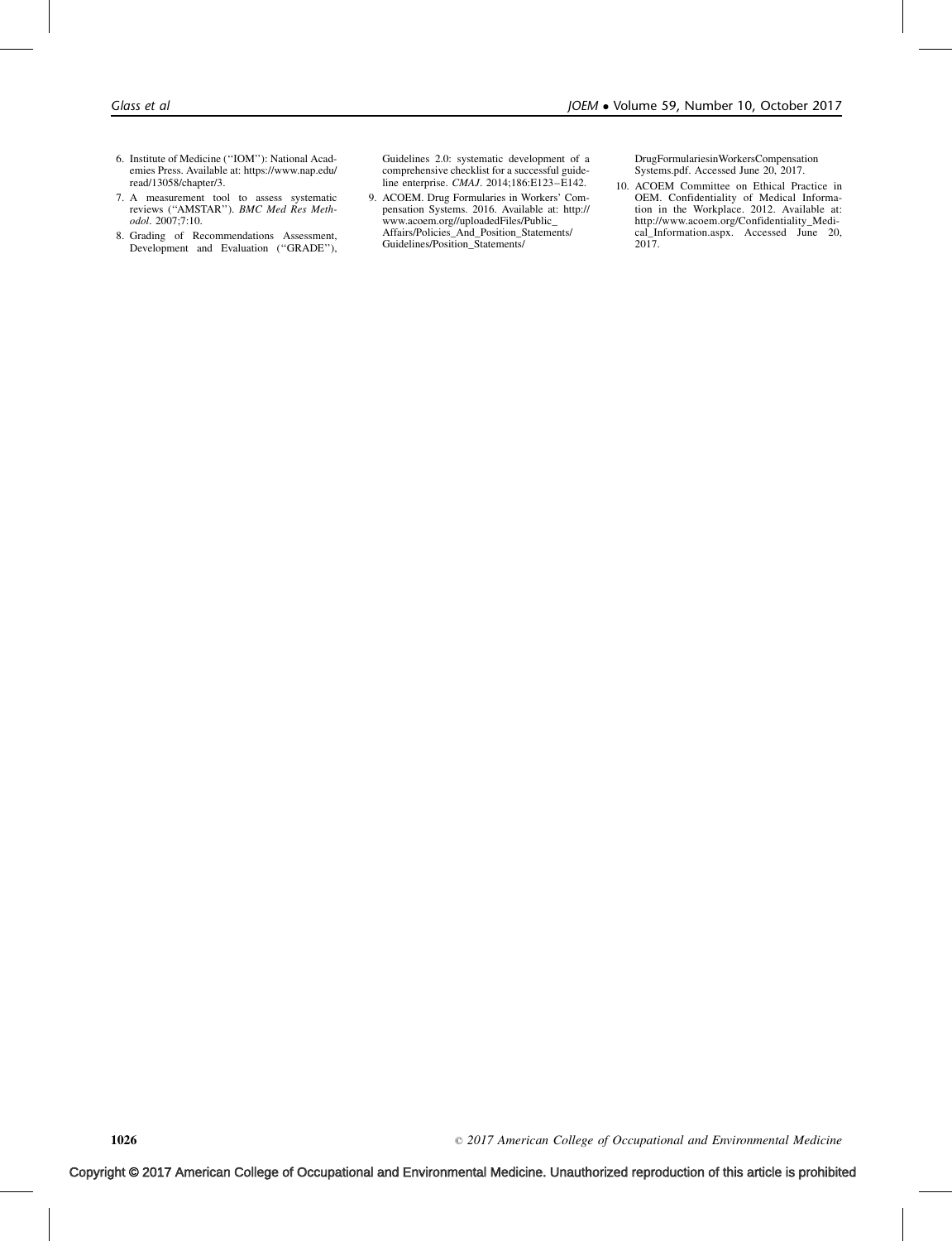6. Institute of Medicine ("IOM"): National Academies Press. Available at: https://www.nap.edu/read/13058/chapter/3.
7. A measurement tool to assess systematic reviews ("AMSTAR"). *BMC Med Res Methodol*. 2007;7:10.
8. Grading of Recommendations Assessment, Development and Evaluation ("GRADE"), Guidelines 2.0: systematic development of a comprehensive checklist for a successful guideline enterprise. *CMAJ*. 2014;186:E123–E142.
9. ACOEM. Drug Formularies in Workers' Compensation Systems. 2016. Available at: http://www.acoem.org//uploadedFiles/Public_Affairs/Policies_And_Position_Statements/Guidelines/Position_Statements/DrugFormulariesinWorkersCompensationSystems.pdf. Accessed June 20, 2017.
10. ACOEM Committee on Ethical Practice in OEM. Confidentiality of Medical Information in the Workplace. 2012. Available at: http://www.acoem.org/Confidentiality_Medical_Information.aspx. Accessed June 20, 2017.